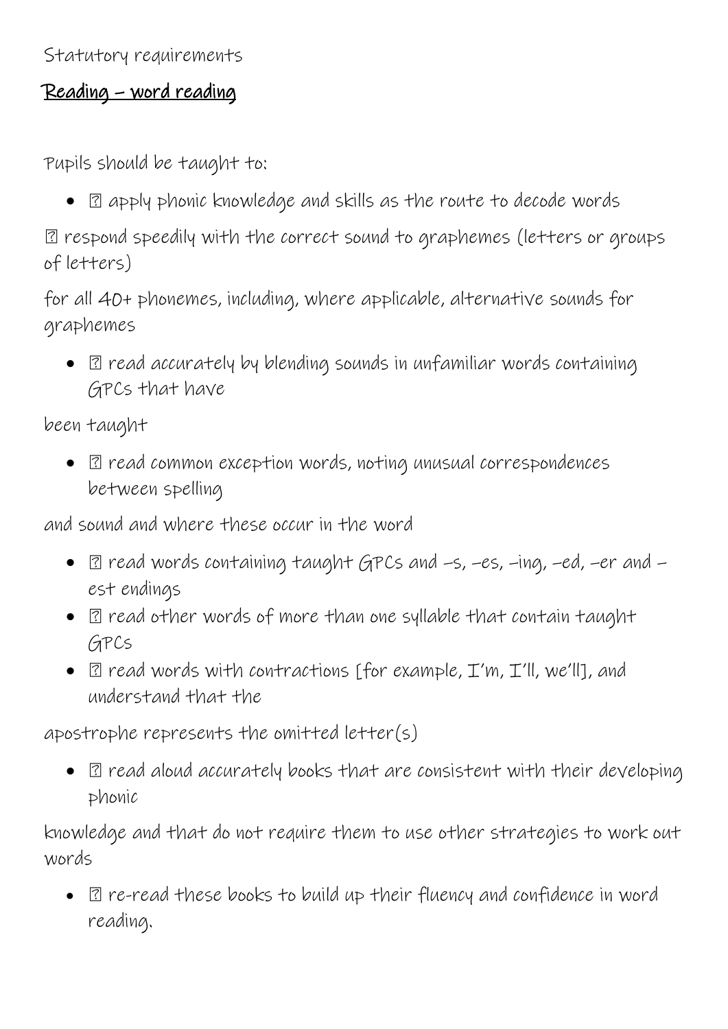Statutory requirements

## Reading – word reading

Pupils should be taught to:

- ▯ apply phonic knowledge and skills as the route to decode words

▯ respond speedily with the correct sound to graphemes (letters or groups of letters)

for all 40+ phonemes, including, where applicable, alternative sounds for graphemes

- ▯ read accurately by blending sounds in unfamiliar words containing GPCs that have

been taught

- ▯ read common exception words, noting unusual correspondences between spelling

and sound and where these occur in the word

- ▯ read words containing taught GPCs and –s, –es, –ing, –ed, –er and –est endings
- ▯ read other words of more than one syllable that contain taught GPCs
- ▯ read words with contractions [for example, I'm, I'll, we'll], and understand that the

apostrophe represents the omitted letter(s)

- ▯ read aloud accurately books that are consistent with their developing phonic

knowledge and that do not require them to use other strategies to work out words

- ▯ re-read these books to build up their fluency and confidence in word reading.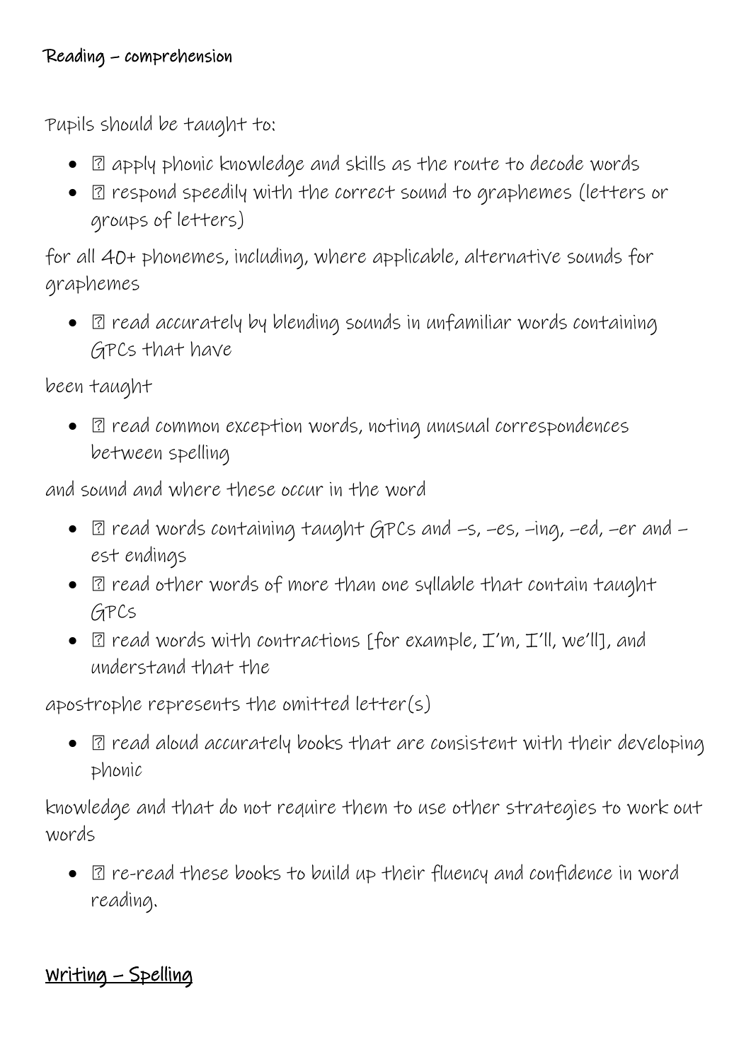Reading – comprehension

Pupils should be taught to:

- apply phonic knowledge and skills as the route to decode words
- respond speedily with the correct sound to graphemes (letters or groups of letters)

for all 40+ phonemes, including, where applicable, alternative sounds for graphemes

- read accurately by blending sounds in unfamiliar words containing GPCs that have

been taught

- read common exception words, noting unusual correspondences between spelling

and sound and where these occur in the word

- read words containing taught GPCs and –s, –es, –ing, –ed, –er and –est endings
- read other words of more than one syllable that contain taught GPCs
- read words with contractions [for example, I'm, I'll, we'll], and understand that the

apostrophe represents the omitted letter(s)

- read aloud accurately books that are consistent with their developing phonic

knowledge and that do not require them to use other strategies to work out words

- re-read these books to build up their fluency and confidence in word reading.

## Writing – Spelling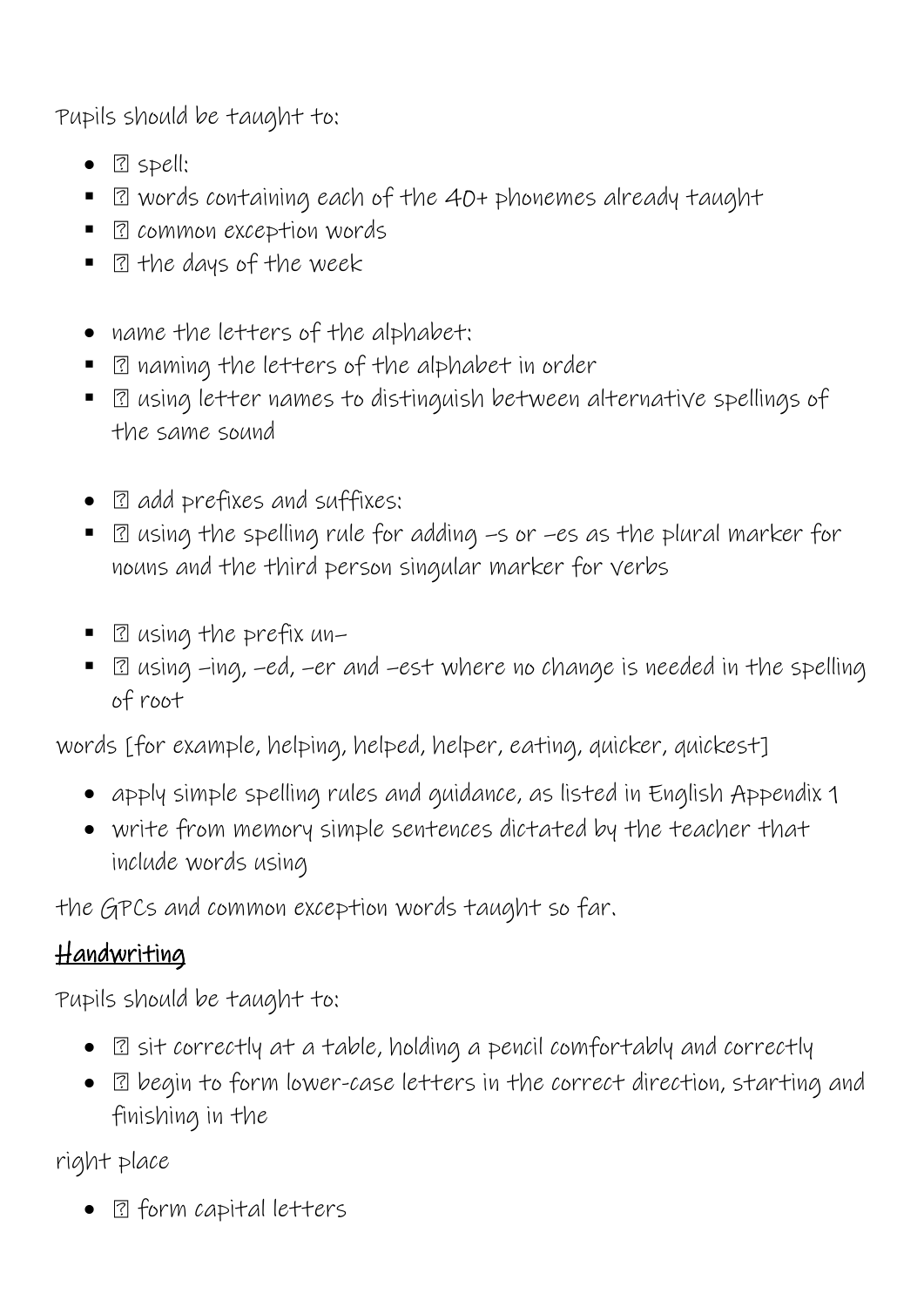Pupils should be taught to:

- spell:
  - words containing each of the 40+ phonemes already taught
  - common exception words
  - the days of the week

- name the letters of the alphabet:
  - naming the letters of the alphabet in order
  - using letter names to distinguish between alternative spellings of the same sound

- add prefixes and suffixes:
  - using the spelling rule for adding –s or –es as the plural marker for nouns and the third person singular marker for verbs

  - using the prefix un–
  - using –ing, –ed, –er and –est where no change is needed in the spelling of root

words [for example, helping, helped, helper, eating, quicker, quickest]

- apply simple spelling rules and guidance, as listed in English Appendix 1
- write from memory simple sentences dictated by the teacher that include words using

the GPCs and common exception words taught so far.

## Handwriting

Pupils should be taught to:

- sit correctly at a table, holding a pencil comfortably and correctly
- begin to form lower-case letters in the correct direction, starting and finishing in the

right place

- form capital letters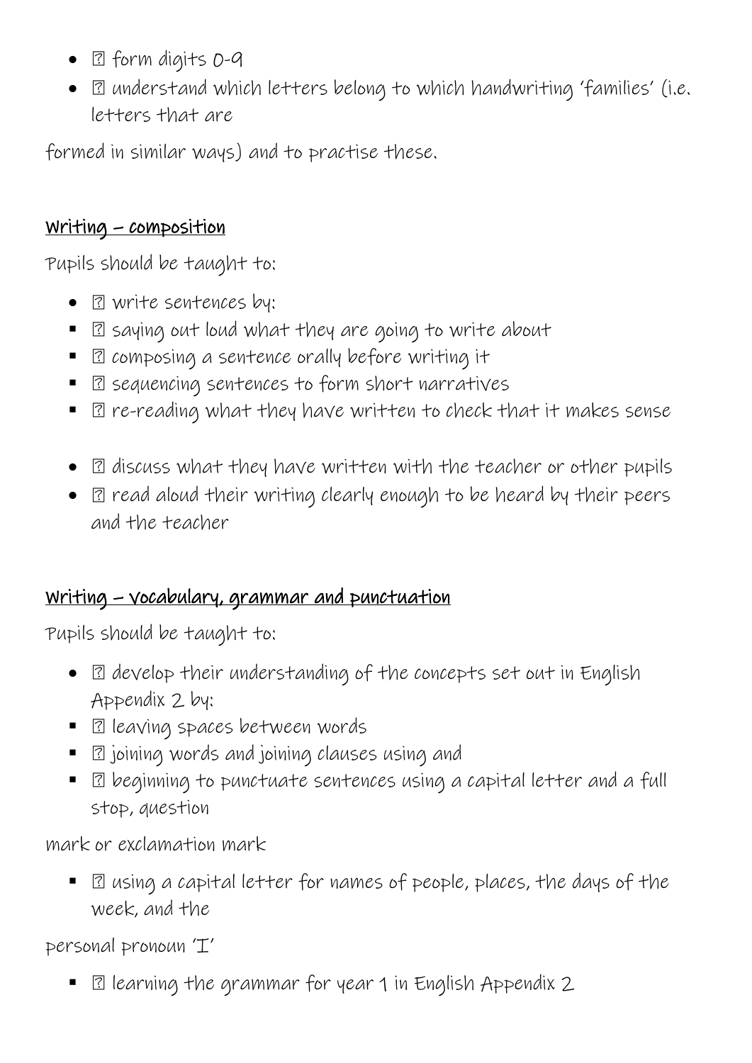- form digits 0-9
- understand which letters belong to which handwriting 'families' (i.e. letters that are

formed in similar ways) and to practise these.

## Writing – composition

Pupils should be taught to:

- write sentences by:
  - saying out loud what they are going to write about
  - composing a sentence orally before writing it
  - sequencing sentences to form short narratives
  - re-reading what they have written to check that it makes sense
- discuss what they have written with the teacher or other pupils
- read aloud their writing clearly enough to be heard by their peers and the teacher

## Writing – vocabulary, grammar and punctuation

Pupils should be taught to:

- develop their understanding of the concepts set out in English Appendix 2 by:
  - leaving spaces between words
  - joining words and joining clauses using and
  - beginning to punctuate sentences using a capital letter and a full stop, question

mark or exclamation mark

  - using a capital letter for names of people, places, the days of the week, and the

personal pronoun 'I'

  - learning the grammar for year 1 in English Appendix 2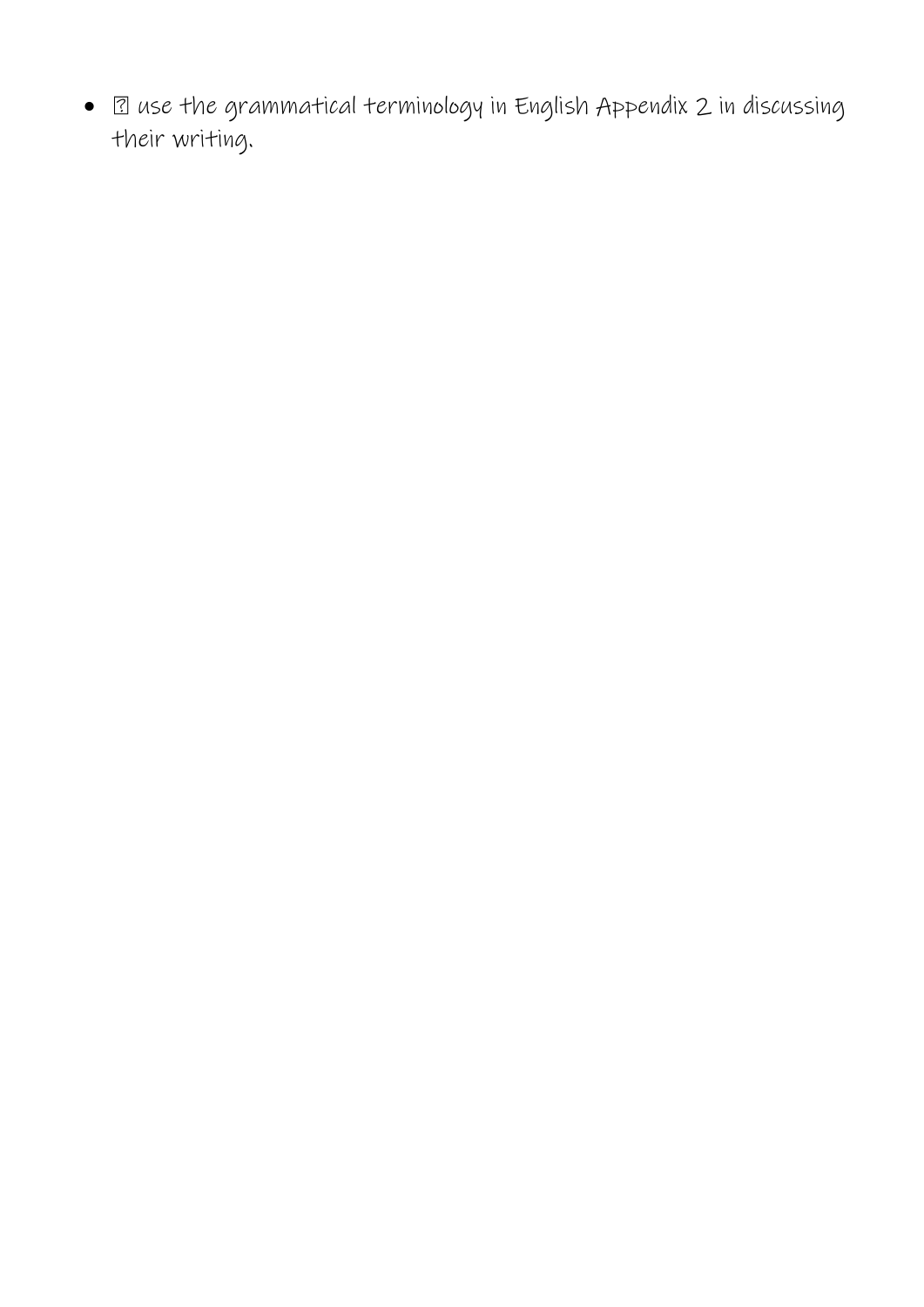-  use the grammatical terminology in English Appendix 2 in discussing their writing.